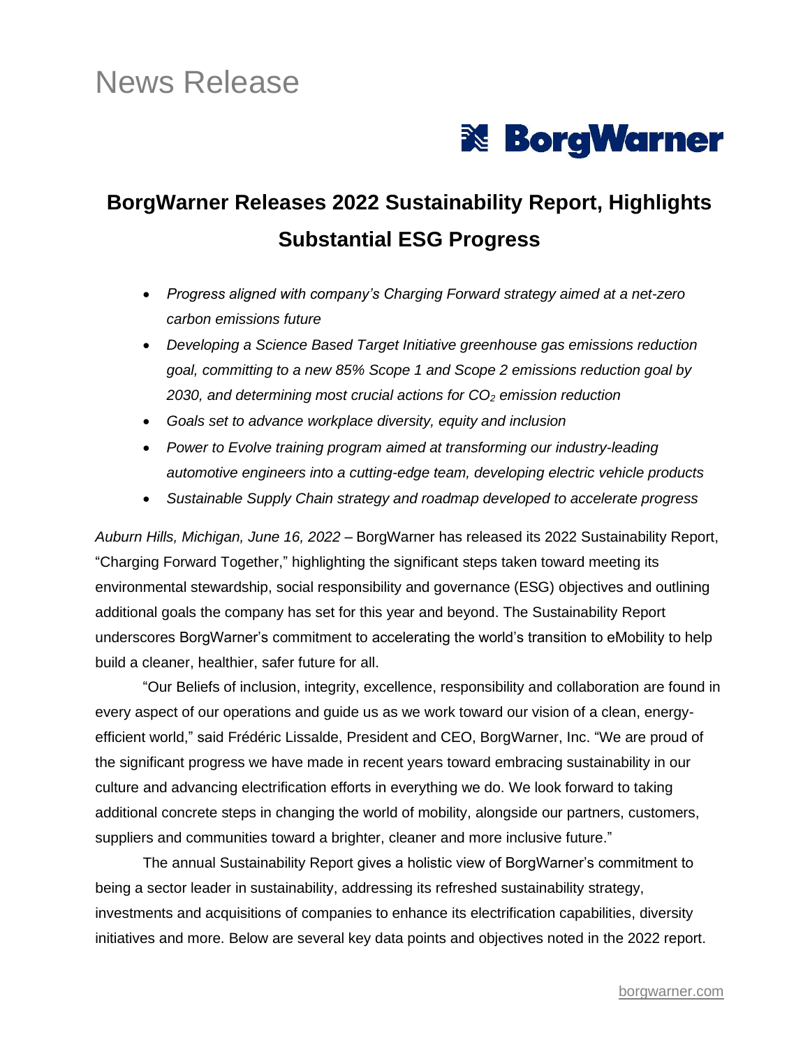News Release

BorgWarner

# BorgWarner Releases 2022 Sustainability Report, Highlights Substantial ESG Progress

- *Progress aligned with company's Charging Forward strategy aimed at a net-zero carbon emissions future*
- *Developing a Science Based Target Initiative greenhouse gas emissions reduction goal, committing to a new 85% Scope 1 and Scope 2 emissions reduction goal by 2030, and determining most crucial actions for $CO_2$ emission reduction*
- *Goals set to advance workplace diversity, equity and inclusion*
- *Power to Evolve training program aimed at transforming our industry-leading automotive engineers into a cutting-edge team, developing electric vehicle products*
- *Sustainable Supply Chain strategy and roadmap developed to accelerate progress*

*Auburn Hills, Michigan, June 16, 2022* – BorgWarner has released its 2022 Sustainability Report, "Charging Forward Together," highlighting the significant steps taken toward meeting its environmental stewardship, social responsibility and governance (ESG) objectives and outlining additional goals the company has set for this year and beyond. The Sustainability Report underscores BorgWarner's commitment to accelerating the world's transition to eMobility to help build a cleaner, healthier, safer future for all.

"Our Beliefs of inclusion, integrity, excellence, responsibility and collaboration are found in every aspect of our operations and guide us as we work toward our vision of a clean, energy-efficient world," said Frédéric Lissalde, President and CEO, BorgWarner, Inc. "We are proud of the significant progress we have made in recent years toward embracing sustainability in our culture and advancing electrification efforts in everything we do. We look forward to taking additional concrete steps in changing the world of mobility, alongside our partners, customers, suppliers and communities toward a brighter, cleaner and more inclusive future."

The annual Sustainability Report gives a holistic view of BorgWarner's commitment to being a sector leader in sustainability, addressing its refreshed sustainability strategy, investments and acquisitions of companies to enhance its electrification capabilities, diversity initiatives and more. Below are several key data points and objectives noted in the 2022 report.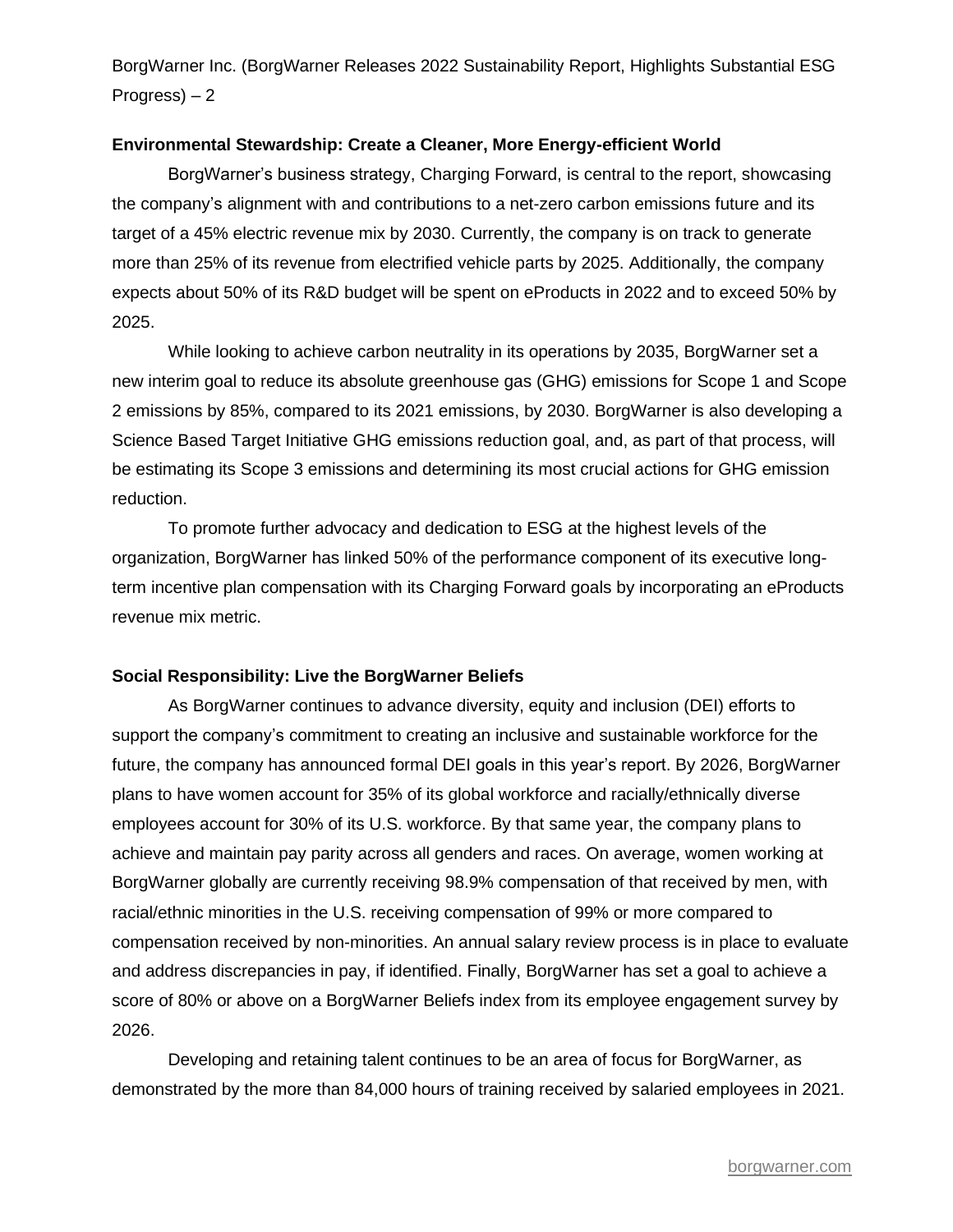### Environmental Stewardship: Create a Cleaner, More Energy-efficient World

BorgWarner's business strategy, Charging Forward, is central to the report, showcasing the company's alignment with and contributions to a net-zero carbon emissions future and its target of a 45% electric revenue mix by 2030. Currently, the company is on track to generate more than 25% of its revenue from electrified vehicle parts by 2025. Additionally, the company expects about 50% of its R&D budget will be spent on eProducts in 2022 and to exceed 50% by 2025.

While looking to achieve carbon neutrality in its operations by 2035, BorgWarner set a new interim goal to reduce its absolute greenhouse gas (GHG) emissions for Scope 1 and Scope 2 emissions by 85%, compared to its 2021 emissions, by 2030. BorgWarner is also developing a Science Based Target Initiative GHG emissions reduction goal, and, as part of that process, will be estimating its Scope 3 emissions and determining its most crucial actions for GHG emission reduction.

To promote further advocacy and dedication to ESG at the highest levels of the organization, BorgWarner has linked 50% of the performance component of its executive long-term incentive plan compensation with its Charging Forward goals by incorporating an eProducts revenue mix metric.

### Social Responsibility: Live the BorgWarner Beliefs

As BorgWarner continues to advance diversity, equity and inclusion (DEI) efforts to support the company's commitment to creating an inclusive and sustainable workforce for the future, the company has announced formal DEI goals in this year's report. By 2026, BorgWarner plans to have women account for 35% of its global workforce and racially/ethnically diverse employees account for 30% of its U.S. workforce. By that same year, the company plans to achieve and maintain pay parity across all genders and races. On average, women working at BorgWarner globally are currently receiving 98.9% compensation of that received by men, with racial/ethnic minorities in the U.S. receiving compensation of 99% or more compared to compensation received by non-minorities. An annual salary review process is in place to evaluate and address discrepancies in pay, if identified. Finally, BorgWarner has set a goal to achieve a score of 80% or above on a BorgWarner Beliefs index from its employee engagement survey by 2026.

Developing and retaining talent continues to be an area of focus for BorgWarner, as demonstrated by the more than 84,000 hours of training received by salaried employees in 2021.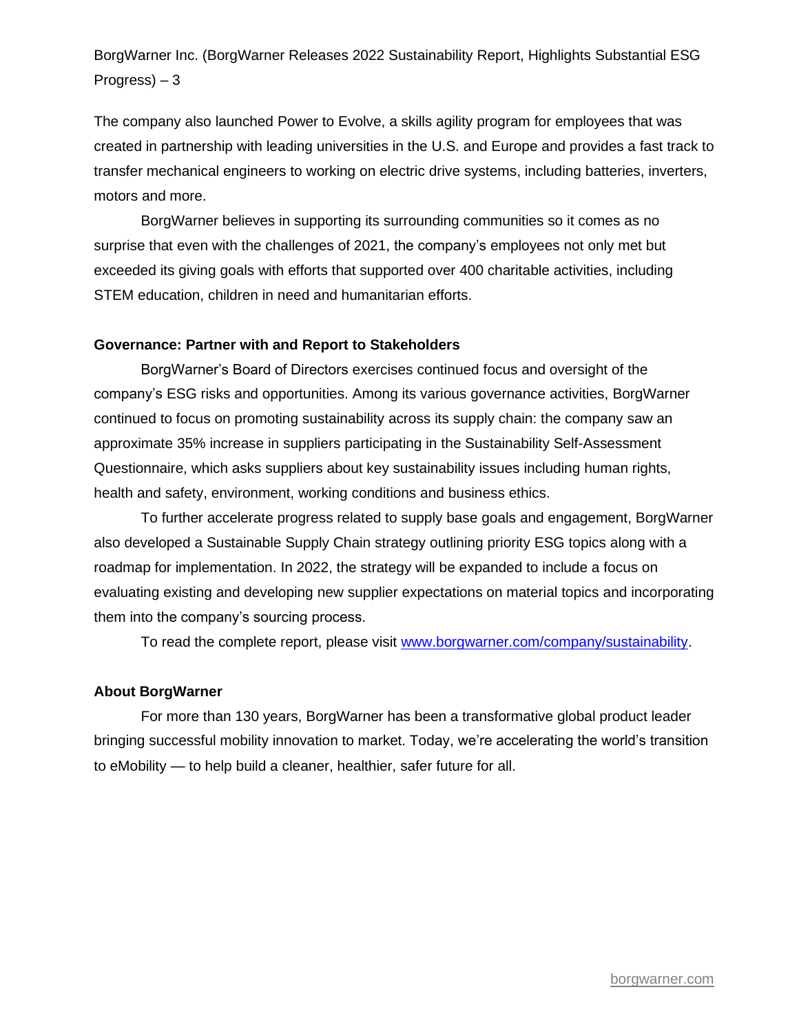The company also launched Power to Evolve, a skills agility program for employees that was created in partnership with leading universities in the U.S. and Europe and provides a fast track to transfer mechanical engineers to working on electric drive systems, including batteries, inverters, motors and more.

BorgWarner believes in supporting its surrounding communities so it comes as no surprise that even with the challenges of 2021, the company's employees not only met but exceeded its giving goals with efforts that supported over 400 charitable activities, including STEM education, children in need and humanitarian efforts.

**Governance: Partner with and Report to Stakeholders**

BorgWarner's Board of Directors exercises continued focus and oversight of the company's ESG risks and opportunities. Among its various governance activities, BorgWarner continued to focus on promoting sustainability across its supply chain: the company saw an approximate 35% increase in suppliers participating in the Sustainability Self-Assessment Questionnaire, which asks suppliers about key sustainability issues including human rights, health and safety, environment, working conditions and business ethics.

To further accelerate progress related to supply base goals and engagement, BorgWarner also developed a Sustainable Supply Chain strategy outlining priority ESG topics along with a roadmap for implementation. In 2022, the strategy will be expanded to include a focus on evaluating existing and developing new supplier expectations on material topics and incorporating them into the company's sourcing process.

To read the complete report, please visit [www.borgwarner.com/company/sustainability](www.borgwarner.com/company/sustainability).

**About BorgWarner**

For more than 130 years, BorgWarner has been a transformative global product leader bringing successful mobility innovation to market. Today, we're accelerating the world's transition to eMobility — to help build a cleaner, healthier, safer future for all.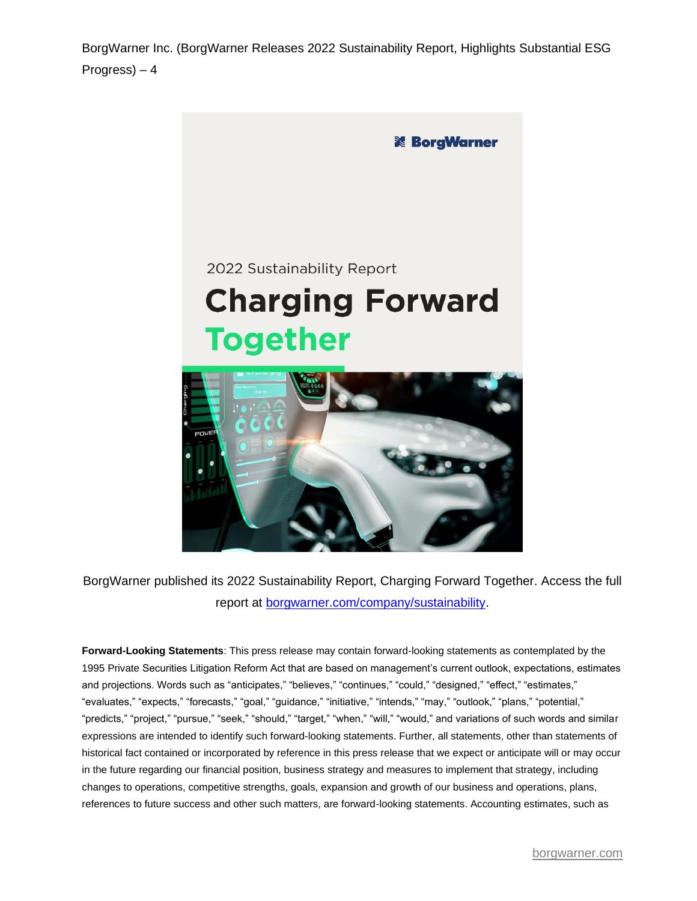BorgWarner published its 2022 Sustainability Report, Charging Forward Together. Access the full report at borgwarner.com/company/sustainability.

**Forward-Looking Statements**: This press release may contain forward-looking statements as contemplated by the 1995 Private Securities Litigation Reform Act that are based on management's current outlook, expectations, estimates and projections. Words such as "anticipates," "believes," "continues," "could," "designed," "effect," "estimates," "evaluates," "expects," "forecasts," "goal," "guidance," "initiative," "intends," "may," "outlook," "plans," "potential," "predicts," "project," "pursue," "seek," "should," "target," "when," "will," "would," and variations of such words and similar expressions are intended to identify such forward-looking statements. Further, all statements, other than statements of historical fact contained or incorporated by reference in this press release that we expect or anticipate will or may occur in the future regarding our financial position, business strategy and measures to implement that strategy, including changes to operations, competitive strengths, goals, expansion and growth of our business and operations, plans, references to future success and other such matters, are forward-looking statements. Accounting estimates, such as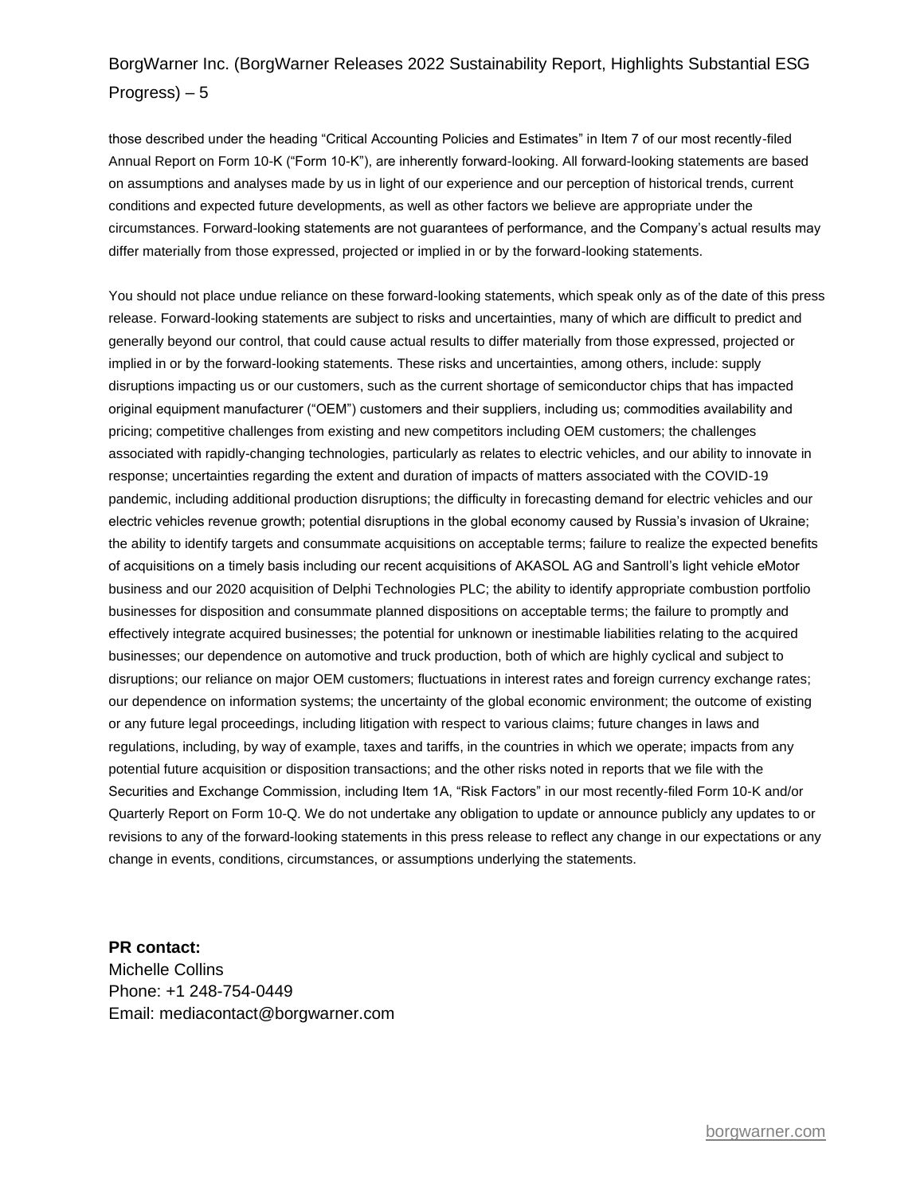those described under the heading “Critical Accounting Policies and Estimates” in Item 7 of our most recently-filed Annual Report on Form 10-K (“Form 10-K”), are inherently forward-looking. All forward-looking statements are based on assumptions and analyses made by us in light of our experience and our perception of historical trends, current conditions and expected future developments, as well as other factors we believe are appropriate under the circumstances. Forward-looking statements are not guarantees of performance, and the Company’s actual results may differ materially from those expressed, projected or implied in or by the forward-looking statements.

You should not place undue reliance on these forward-looking statements, which speak only as of the date of this press release. Forward-looking statements are subject to risks and uncertainties, many of which are difficult to predict and generally beyond our control, that could cause actual results to differ materially from those expressed, projected or implied in or by the forward-looking statements. These risks and uncertainties, among others, include: supply disruptions impacting us or our customers, such as the current shortage of semiconductor chips that has impacted original equipment manufacturer (“OEM”) customers and their suppliers, including us; commodities availability and pricing; competitive challenges from existing and new competitors including OEM customers; the challenges associated with rapidly-changing technologies, particularly as relates to electric vehicles, and our ability to innovate in response; uncertainties regarding the extent and duration of impacts of matters associated with the COVID-19 pandemic, including additional production disruptions; the difficulty in forecasting demand for electric vehicles and our electric vehicles revenue growth; potential disruptions in the global economy caused by Russia’s invasion of Ukraine; the ability to identify targets and consummate acquisitions on acceptable terms; failure to realize the expected benefits of acquisitions on a timely basis including our recent acquisitions of AKASOL AG and Santroll’s light vehicle eMotor business and our 2020 acquisition of Delphi Technologies PLC; the ability to identify appropriate combustion portfolio businesses for disposition and consummate planned dispositions on acceptable terms; the failure to promptly and effectively integrate acquired businesses; the potential for unknown or inestimable liabilities relating to the acquired businesses; our dependence on automotive and truck production, both of which are highly cyclical and subject to disruptions; our reliance on major OEM customers; fluctuations in interest rates and foreign currency exchange rates; our dependence on information systems; the uncertainty of the global economic environment; the outcome of existing or any future legal proceedings, including litigation with respect to various claims; future changes in laws and regulations, including, by way of example, taxes and tariffs, in the countries in which we operate; impacts from any potential future acquisition or disposition transactions; and the other risks noted in reports that we file with the Securities and Exchange Commission, including Item 1A, “Risk Factors” in our most recently-filed Form 10-K and/or Quarterly Report on Form 10-Q. We do not undertake any obligation to update or announce publicly any updates to or revisions to any of the forward-looking statements in this press release to reflect any change in our expectations or any change in events, conditions, circumstances, or assumptions underlying the statements.

**PR contact:**
Michelle Collins
Phone: +1 248-754-0449
Email: mediacontact@borgwarner.com